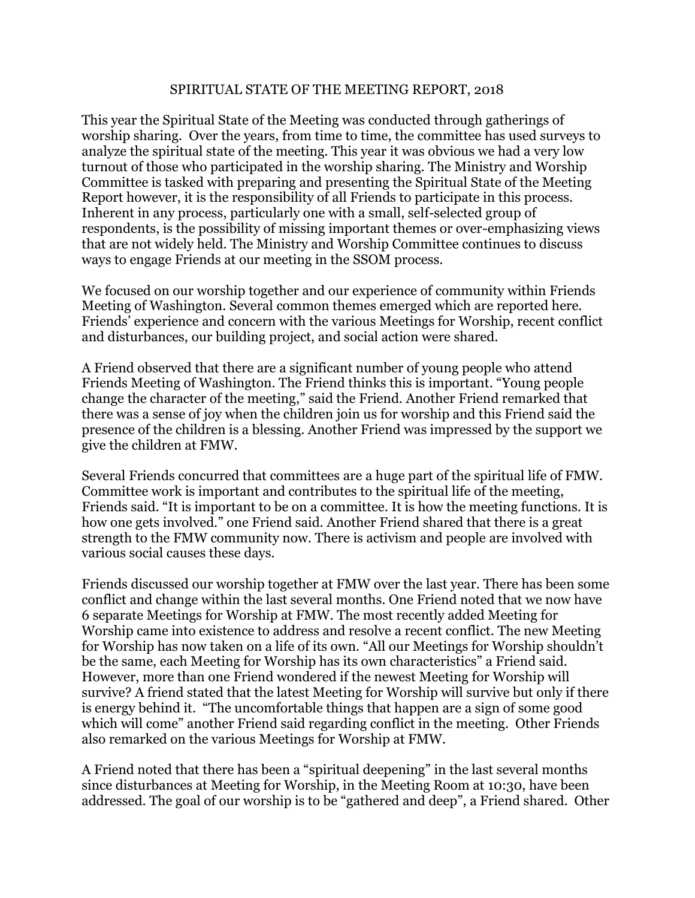# SPIRITUAL STATE OF THE MEETING REPORT, 2018

This year the Spiritual State of the Meeting was conducted through gatherings of worship sharing. Over the years, from time to time, the committee has used surveys to analyze the spiritual state of the meeting. This year it was obvious we had a very low turnout of those who participated in the worship sharing. The Ministry and Worship Committee is tasked with preparing and presenting the Spiritual State of the Meeting Report however, it is the responsibility of all Friends to participate in this process. Inherent in any process, particularly one with a small, self-selected group of respondents, is the possibility of missing important themes or over-emphasizing views that are not widely held. The Ministry and Worship Committee continues to discuss ways to engage Friends at our meeting in the SSOM process.

We focused on our worship together and our experience of community within Friends Meeting of Washington. Several common themes emerged which are reported here. Friends' experience and concern with the various Meetings for Worship, recent conflict and disturbances, our building project, and social action were shared.

A Friend observed that there are a significant number of young people who attend Friends Meeting of Washington. The Friend thinks this is important. "Young people change the character of the meeting," said the Friend. Another Friend remarked that there was a sense of joy when the children join us for worship and this Friend said the presence of the children is a blessing. Another Friend was impressed by the support we give the children at FMW.

Several Friends concurred that committees are a huge part of the spiritual life of FMW. Committee work is important and contributes to the spiritual life of the meeting, Friends said. "It is important to be on a committee. It is how the meeting functions. It is how one gets involved." one Friend said. Another Friend shared that there is a great strength to the FMW community now. There is activism and people are involved with various social causes these days.

Friends discussed our worship together at FMW over the last year. There has been some conflict and change within the last several months. One Friend noted that we now have 6 separate Meetings for Worship at FMW. The most recently added Meeting for Worship came into existence to address and resolve a recent conflict. The new Meeting for Worship has now taken on a life of its own. "All our Meetings for Worship shouldn't be the same, each Meeting for Worship has its own characteristics" a Friend said. However, more than one Friend wondered if the newest Meeting for Worship will survive? A friend stated that the latest Meeting for Worship will survive but only if there is energy behind it. "The uncomfortable things that happen are a sign of some good which will come" another Friend said regarding conflict in the meeting. Other Friends also remarked on the various Meetings for Worship at FMW.

A Friend noted that there has been a "spiritual deepening" in the last several months since disturbances at Meeting for Worship, in the Meeting Room at 10:30, have been addressed. The goal of our worship is to be "gathered and deep", a Friend shared. Other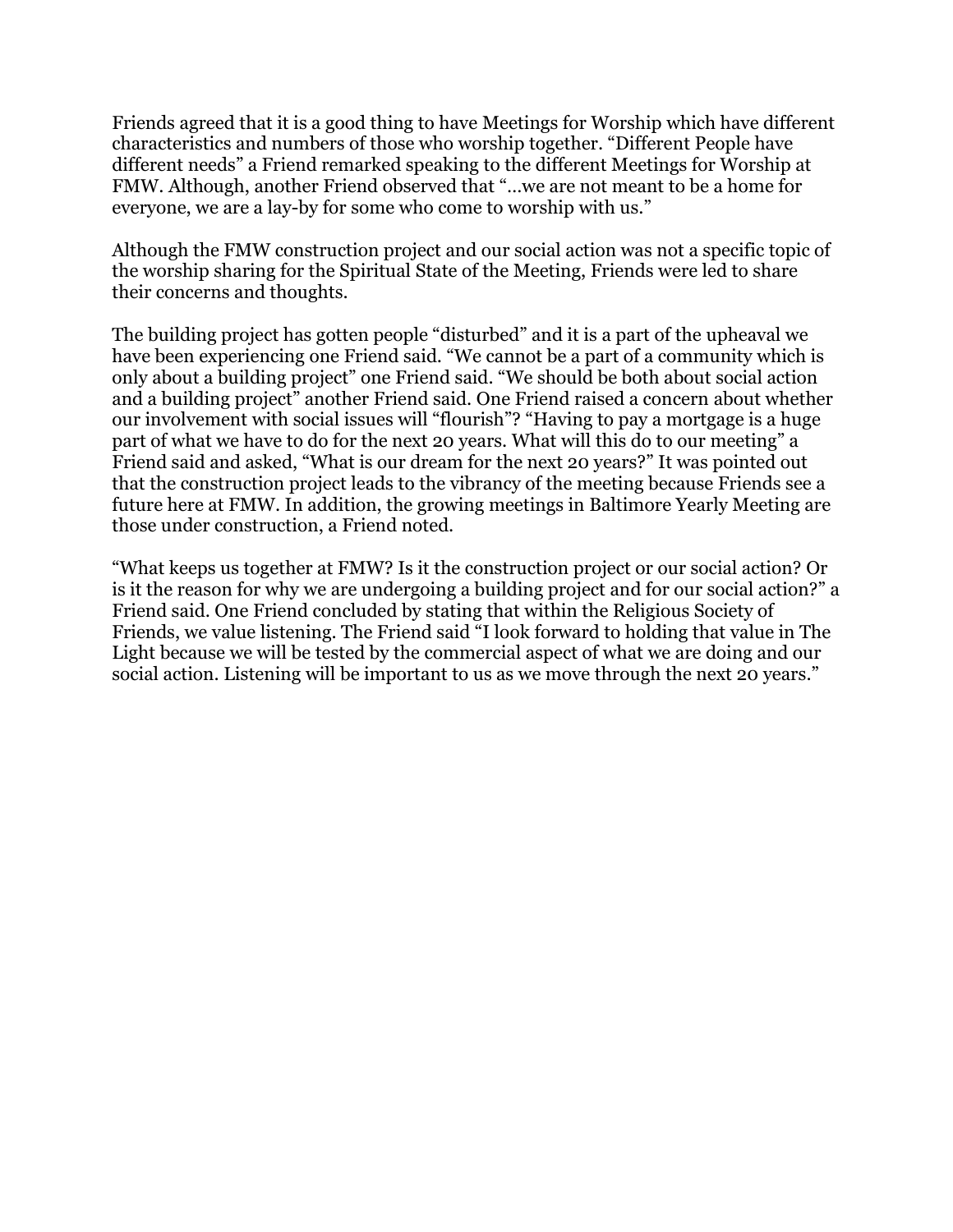Friends agreed that it is a good thing to have Meetings for Worship which have different characteristics and numbers of those who worship together. “Different People have different needs” a Friend remarked speaking to the different Meetings for Worship at FMW. Although, another Friend observed that “…we are not meant to be a home for everyone, we are a lay-by for some who come to worship with us.”

Although the FMW construction project and our social action was not a specific topic of the worship sharing for the Spiritual State of the Meeting, Friends were led to share their concerns and thoughts.

The building project has gotten people “disturbed” and it is a part of the upheaval we have been experiencing one Friend said. “We cannot be a part of a community which is only about a building project” one Friend said. “We should be both about social action and a building project” another Friend said. One Friend raised a concern about whether our involvement with social issues will “flourish”? “Having to pay a mortgage is a huge part of what we have to do for the next 20 years. What will this do to our meeting” a Friend said and asked, “What is our dream for the next 20 years?” It was pointed out that the construction project leads to the vibrancy of the meeting because Friends see a future here at FMW. In addition, the growing meetings in Baltimore Yearly Meeting are those under construction, a Friend noted.

“What keeps us together at FMW? Is it the construction project or our social action? Or is it the reason for why we are undergoing a building project and for our social action?” a Friend said. One Friend concluded by stating that within the Religious Society of Friends, we value listening. The Friend said “I look forward to holding that value in The Light because we will be tested by the commercial aspect of what we are doing and our social action. Listening will be important to us as we move through the next 20 years.”